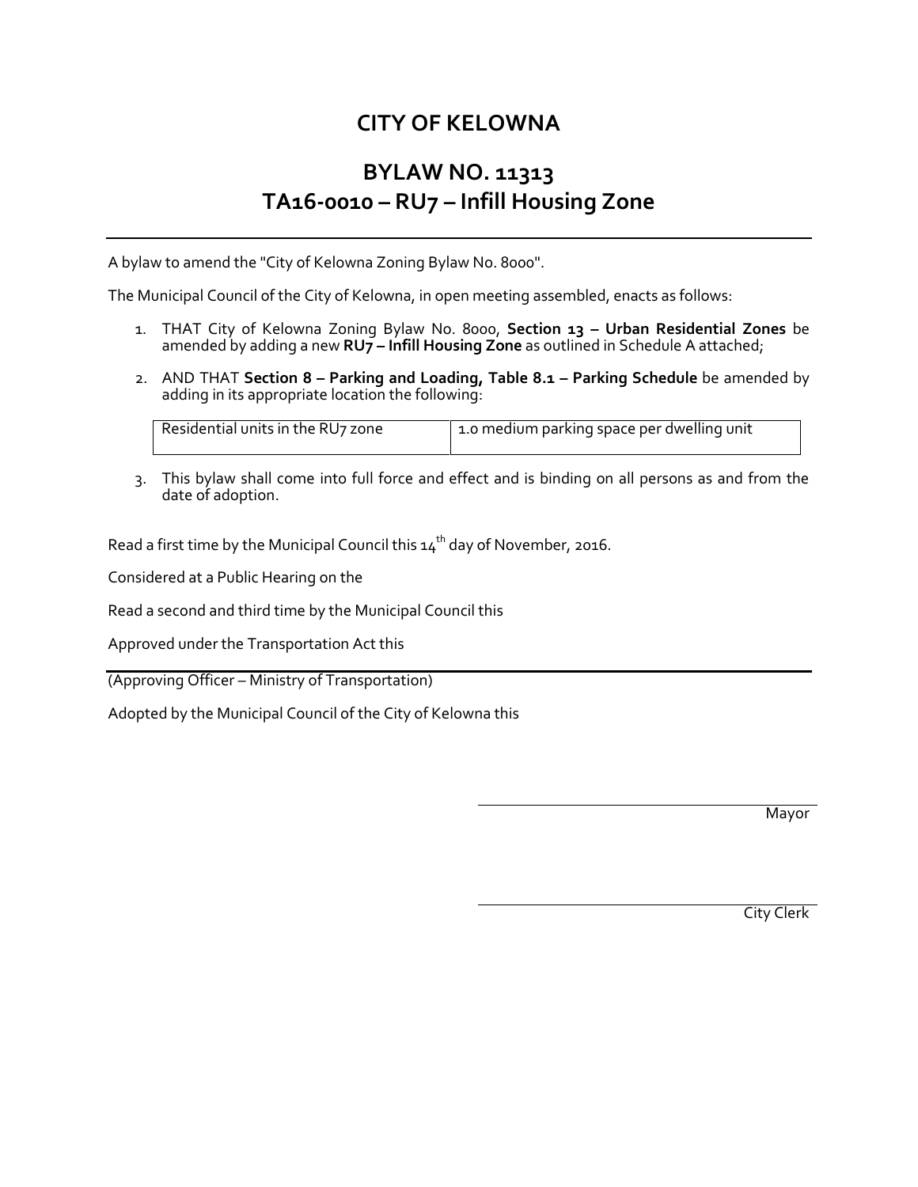# CITY OF KELOWNA

## BYLAW NO. 11313
## TA16-0010 – RU7 – Infill Housing Zone

---

A bylaw to amend the "City of Kelowna Zoning Bylaw No. 8000".

The Municipal Council of the City of Kelowna, in open meeting assembled, enacts as follows:

1. THAT City of Kelowna Zoning Bylaw No. 8000, **Section 13 – Urban Residential Zones** be amended by adding a new **RU7 – Infill Housing Zone** as outlined in Schedule A attached;

2. AND THAT **Section 8 – Parking and Loading, Table 8.1 – Parking Schedule** be amended by adding in its appropriate location the following:

| Residential units in the RU7 zone | 1.0 medium parking space per dwelling unit |
|---|---|

3. This bylaw shall come into full force and effect and is binding on all persons as and from the date of adoption.

Read a first time by the Municipal Council this 14th day of November, 2016.

Considered at a Public Hearing on the

Read a second and third time by the Municipal Council this

Approved under the Transportation Act this

---

(Approving Officer – Ministry of Transportation)

Adopted by the Municipal Council of the City of Kelowna this

Mayor

City Clerk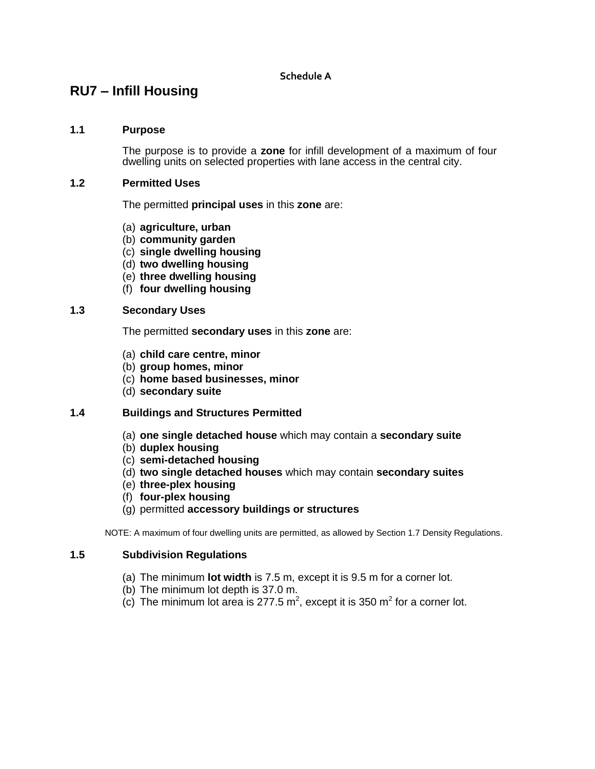Schedule A

# RU7 – Infill Housing

## 1.1 Purpose

The purpose is to provide a **zone** for infill development of a maximum of four dwelling units on selected properties with lane access in the central city.

## 1.2 Permitted Uses

The permitted **principal uses** in this **zone** are:

(a) **agriculture, urban**
(b) **community garden**
(c) **single dwelling housing**
(d) **two dwelling housing**
(e) **three dwelling housing**
(f) **four dwelling housing**

## 1.3 Secondary Uses

The permitted **secondary uses** in this **zone** are:

(a) **child care centre, minor**
(b) **group homes, minor**
(c) **home based businesses, minor**
(d) **secondary suite**

## 1.4 Buildings and Structures Permitted

(a) **one single detached house** which may contain a **secondary suite**
(b) **duplex housing**
(c) **semi-detached housing**
(d) **two single detached houses** which may contain **secondary suites**
(e) **three-plex housing**
(f) **four-plex housing**
(g) permitted **accessory buildings or structures**

NOTE: A maximum of four dwelling units are permitted, as allowed by Section 1.7 Density Regulations.

## 1.5 Subdivision Regulations

(a) The minimum **lot width** is 7.5 m, except it is 9.5 m for a corner lot.
(b) The minimum lot depth is 37.0 m.
(c) The minimum lot area is 277.5 $m^2$, except it is 350 $m^2$ for a corner lot.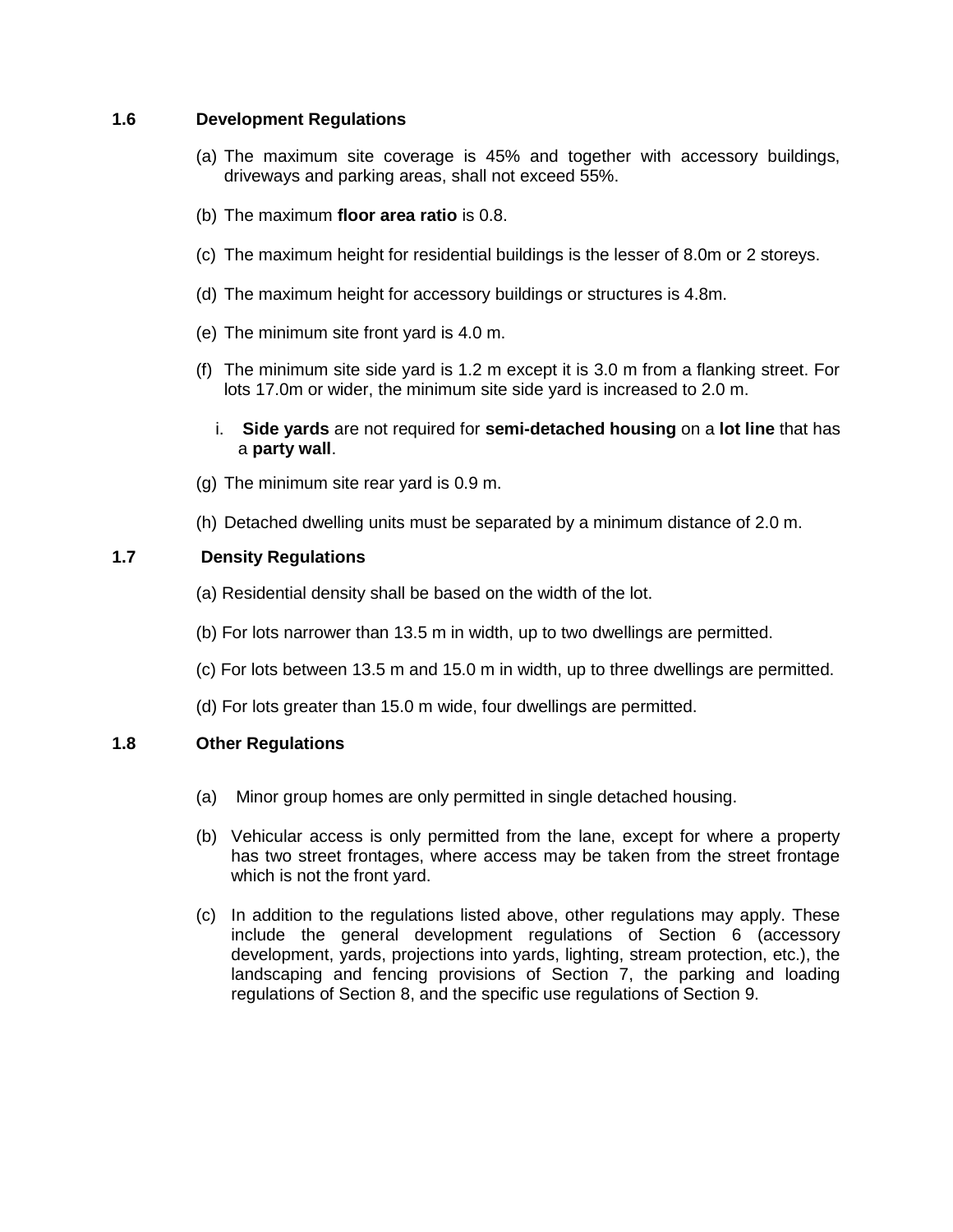### 1.6 Development Regulations

(a) The maximum site coverage is 45% and together with accessory buildings, driveways and parking areas, shall not exceed 55%.

(b) The maximum **floor area ratio** is 0.8.

(c) The maximum height for residential buildings is the lesser of 8.0m or 2 storeys.

(d) The maximum height for accessory buildings or structures is 4.8m.

(e) The minimum site front yard is 4.0 m.

(f) The minimum site side yard is 1.2 m except it is 3.0 m from a flanking street. For lots 17.0m or wider, the minimum site side yard is increased to 2.0 m.

   i. **Side yards** are not required for **semi-detached housing** on a **lot line** that has a **party wall**.

(g) The minimum site rear yard is 0.9 m.

(h) Detached dwelling units must be separated by a minimum distance of 2.0 m.

### 1.7 Density Regulations

(a) Residential density shall be based on the width of the lot.

(b) For lots narrower than 13.5 m in width, up to two dwellings are permitted.

(c) For lots between 13.5 m and 15.0 m in width, up to three dwellings are permitted.

(d) For lots greater than 15.0 m wide, four dwellings are permitted.

### 1.8 Other Regulations

(a) Minor group homes are only permitted in single detached housing.

(b) Vehicular access is only permitted from the lane, except for where a property has two street frontages, where access may be taken from the street frontage which is not the front yard.

(c) In addition to the regulations listed above, other regulations may apply. These include the general development regulations of Section 6 (accessory development, yards, projections into yards, lighting, stream protection, etc.), the landscaping and fencing provisions of Section 7, the parking and loading regulations of Section 8, and the specific use regulations of Section 9.